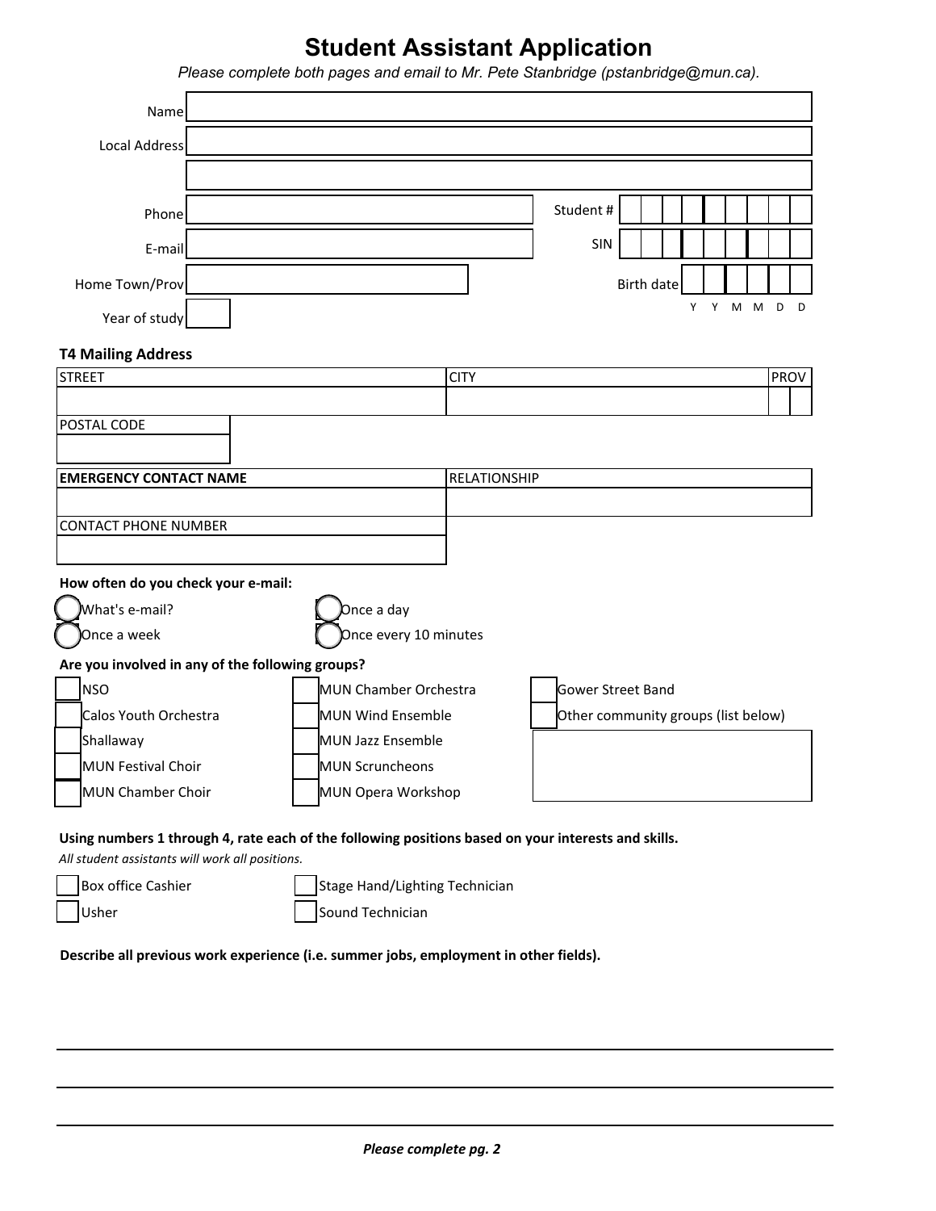# Student Assistant Application

*Please complete both pages and email to Mr. Pete Stanbridge (pstanbridge@mun.ca).*

Name ____________________

Local Address ____________________

____________________

Phone ____________________ Student # ____________________

E-mail ____________________ SIN ____________________

Home Town/Prov ____________________ Birth date ____________________
Y Y M M D D

Year of study ____

**T4 Mailing Address**

| STREET | CITY | PROV |
|---|---|---|
| | | |

| POSTAL CODE |
|---|
| |

| **EMERGENCY CONTACT NAME** | RELATIONSHIP |
|---|---|
| | |

| CONTACT PHONE NUMBER |
|---|
| |

**How often do you check your e-mail:**

- ◯ What's e-mail?
- ◯ Once a day
- ◯ Once a week
- ◯ Once every 10 minutes

**Are you involved in any of the following groups?**

- ☐ NSO
- ☐ Calos Youth Orchestra
- ☐ Shallaway
- ☐ MUN Festival Choir
- ☐ MUN Chamber Choir
- ☐ MUN Chamber Orchestra
- ☐ MUN Wind Ensemble
- ☐ MUN Jazz Ensemble
- ☐ MUN Scruncheons
- ☐ MUN Opera Workshop
- ☐ Gower Street Band
- ☐ Other community groups (list below)

____________________

**Using numbers 1 through 4, rate each of the following positions based on your interests and skills.**

*All student assistants will work all positions.*

- ☐ Box office Cashier
- ☐ Usher
- ☐ Stage Hand/Lighting Technician
- ☐ Sound Technician

**Describe all previous work experience (i.e. summer jobs, employment in other fields).**

____________________

____________________

____________________

***Please complete pg. 2***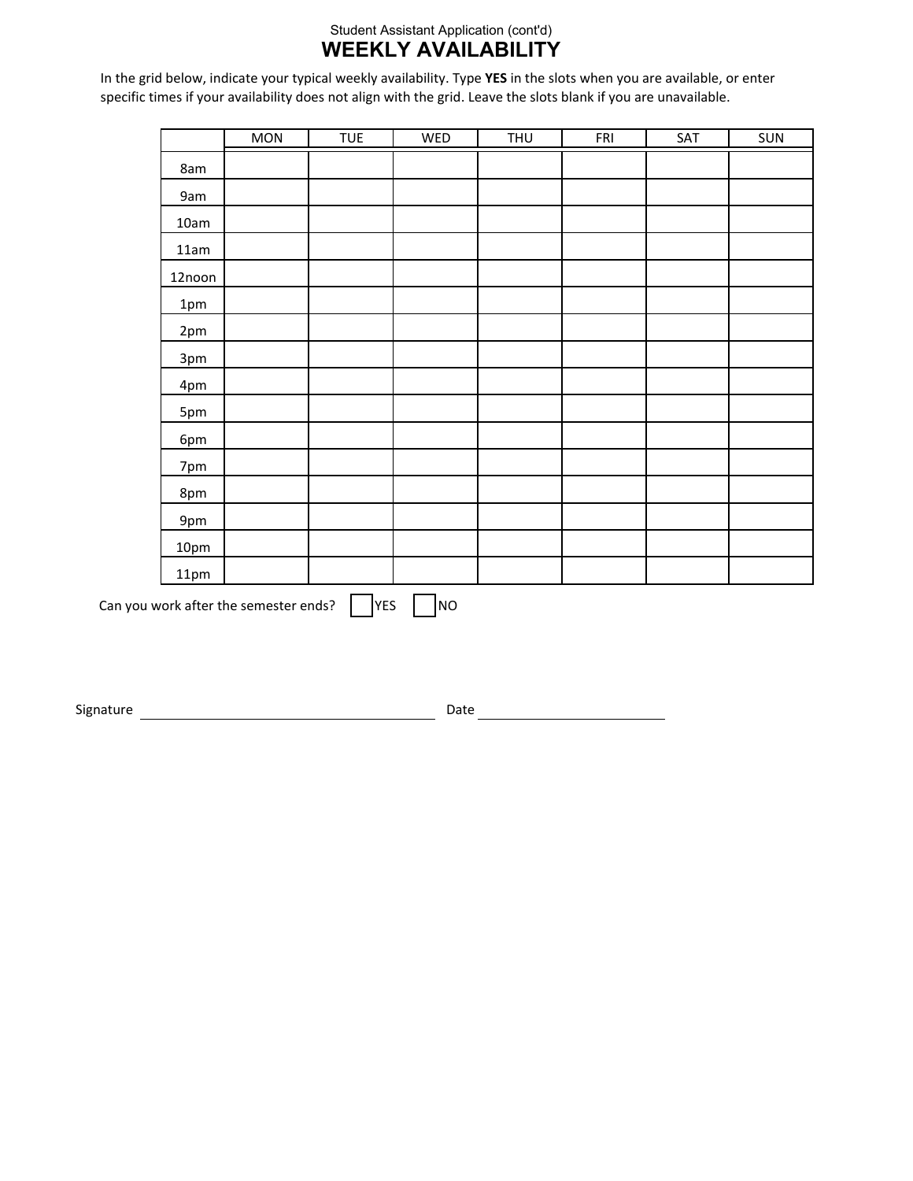Student Assistant Application (cont'd)

# WEEKLY AVAILABILITY

In the grid below, indicate your typical weekly availability. Type **YES** in the slots when you are available, or enter specific times if your availability does not align with the grid. Leave the slots blank if you are unavailable.

| | MON | TUE | WED | THU | FRI | SAT | SUN |
|---|---|---|---|---|---|---|---|
| 8am | | | | | | | |
| 9am | | | | | | | |
| 10am | | | | | | | |
| 11am | | | | | | | |
| 12noon | | | | | | | |
| 1pm | | | | | | | |
| 2pm | | | | | | | |
| 3pm | | | | | | | |
| 4pm | | | | | | | |
| 5pm | | | | | | | |
| 6pm | | | | | | | |
| 7pm | | | | | | | |
| 8pm | | | | | | | |
| 9pm | | | | | | | |
| 10pm | | | | | | | |
| 11pm | | | | | | | |

Can you work after the semester ends? ☐ YES ☐ NO

Signature ______________________________ Date ____________________